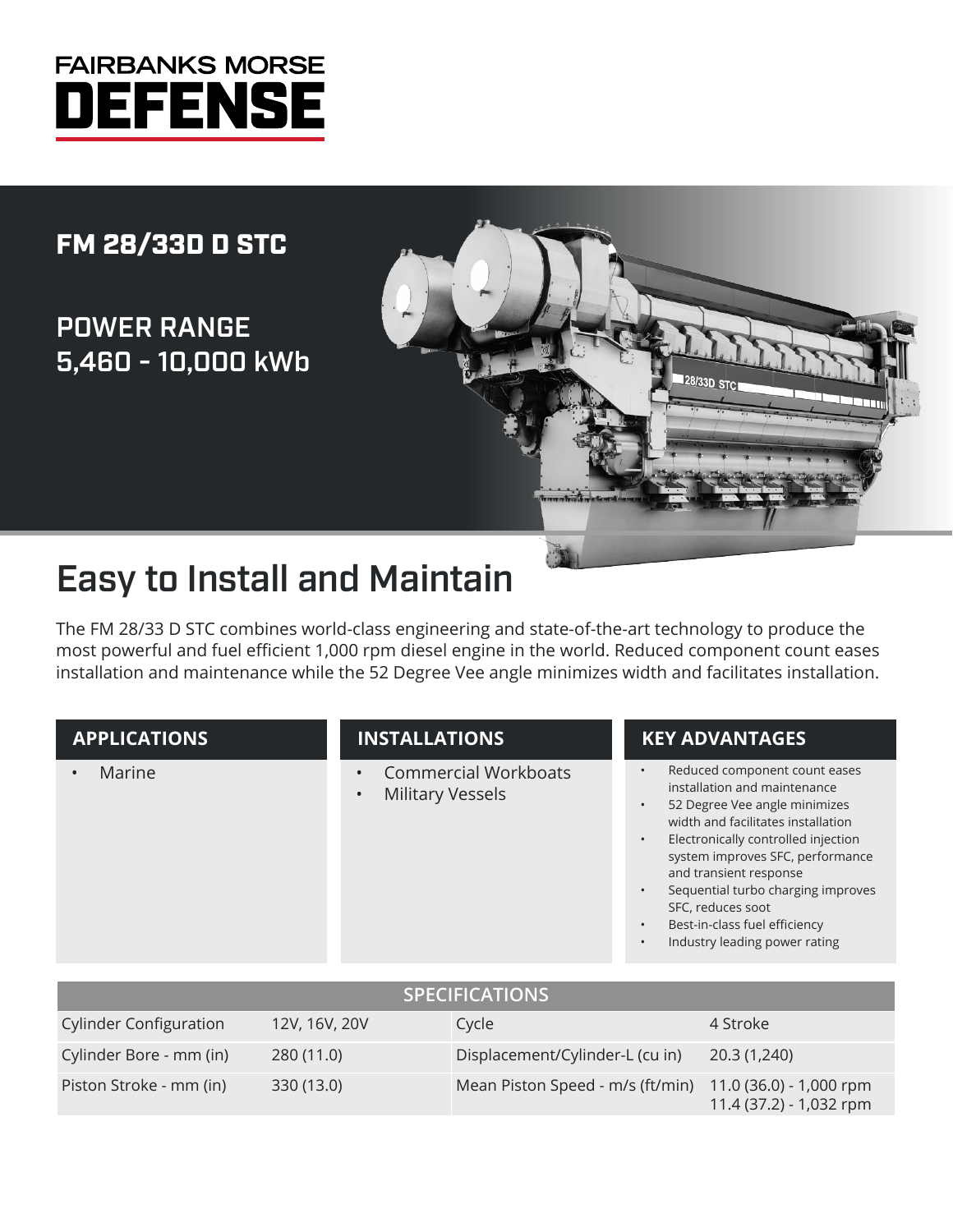# FAIRBANKS MORSE DEFENSE

## FM 28/33D D STC

## POWER RANGE 5,460 - 10,000 kWb

# Easy to Install and Maintain

The FM 28/33 D STC combines world-class engineering and state-of-the-art technology to produce the most powerful and fuel efficient 1,000 rpm diesel engine in the world. Reduced component count eases installation and maintenance while the 52 Degree Vee angle minimizes width and facilitates installation.

### APPLICATIONS

- Marine

### INSTALLATIONS

- Commercial Workboats
- Military Vessels

### KEY ADVANTAGES

- Reduced component count eases installation and maintenance
- 52 Degree Vee angle minimizes width and facilitates installation
- Electronically controlled injection system improves SFC, performance and transient response
- Sequential turbo charging improves SFC, reduces soot
- Best-in-class fuel efficiency
- Industry leading power rating

| SPECIFICATIONS | | | |
|---|---|---|---|
| Cylinder Configuration | 12V, 16V, 20V | Cycle | 4 Stroke |
| Cylinder Bore - mm (in) | 280 (11.0) | Displacement/Cylinder-L (cu in) | 20.3 (1,240) |
| Piston Stroke - mm (in) | 330 (13.0) | Mean Piston Speed - m/s (ft/min) | 11.0 (36.0) - 1,000 rpm<br>11.4 (37.2) - 1,032 rpm |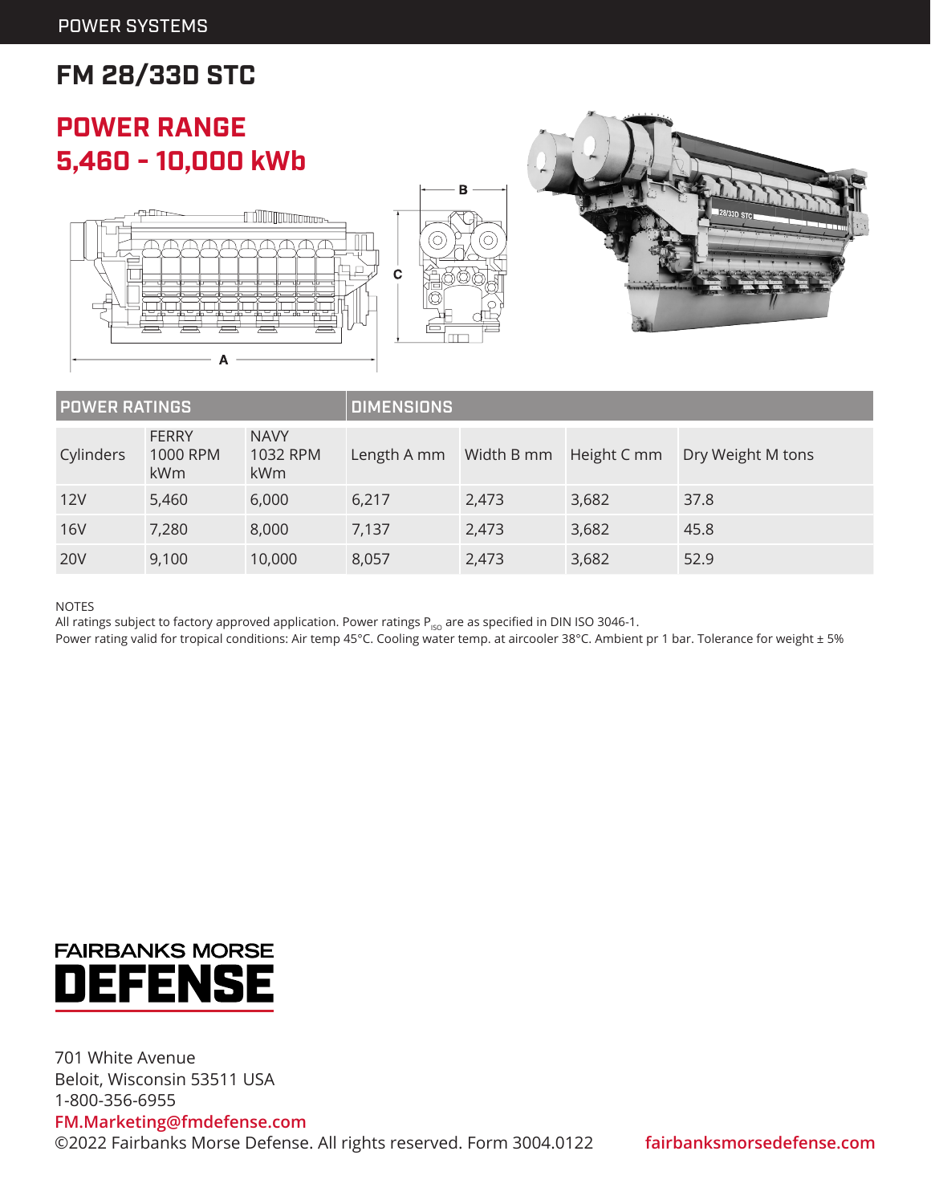# FM 28/33D STC

## POWER RANGE
## 5,460 - 10,000 kWb

| POWER RATINGS | | | DIMENSIONS | | | |
|---|---|---|---|---|---|---|
| Cylinders | FERRY 1000 RPM kWm | NAVY 1032 RPM kWm | Length A mm | Width B mm | Height C mm | Dry Weight M tons |
| 12V | 5,460 | 6,000 | 6,217 | 2,473 | 3,682 | 37.8 |
| 16V | 7,280 | 8,000 | 7,137 | 2,473 | 3,682 | 45.8 |
| 20V | 9,100 | 10,000 | 8,057 | 2,473 | 3,682 | 52.9 |

NOTES
All ratings subject to factory approved application. Power ratings $P_{ISO}$ are as specified in DIN ISO 3046-1.
Power rating valid for tropical conditions: Air temp 45°C. Cooling water temp. at aircooler 38°C. Ambient pr 1 bar. Tolerance for weight ± 5%

FAIRBANKS MORSE
**DEFENSE**

701 White Avenue
Beloit, Wisconsin 53511 USA
1-800-356-6955
FM.Marketing@fmdefense.com
©2022 Fairbanks Morse Defense. All rights reserved. Form 3004.0122

fairbanksmorsedefense.com